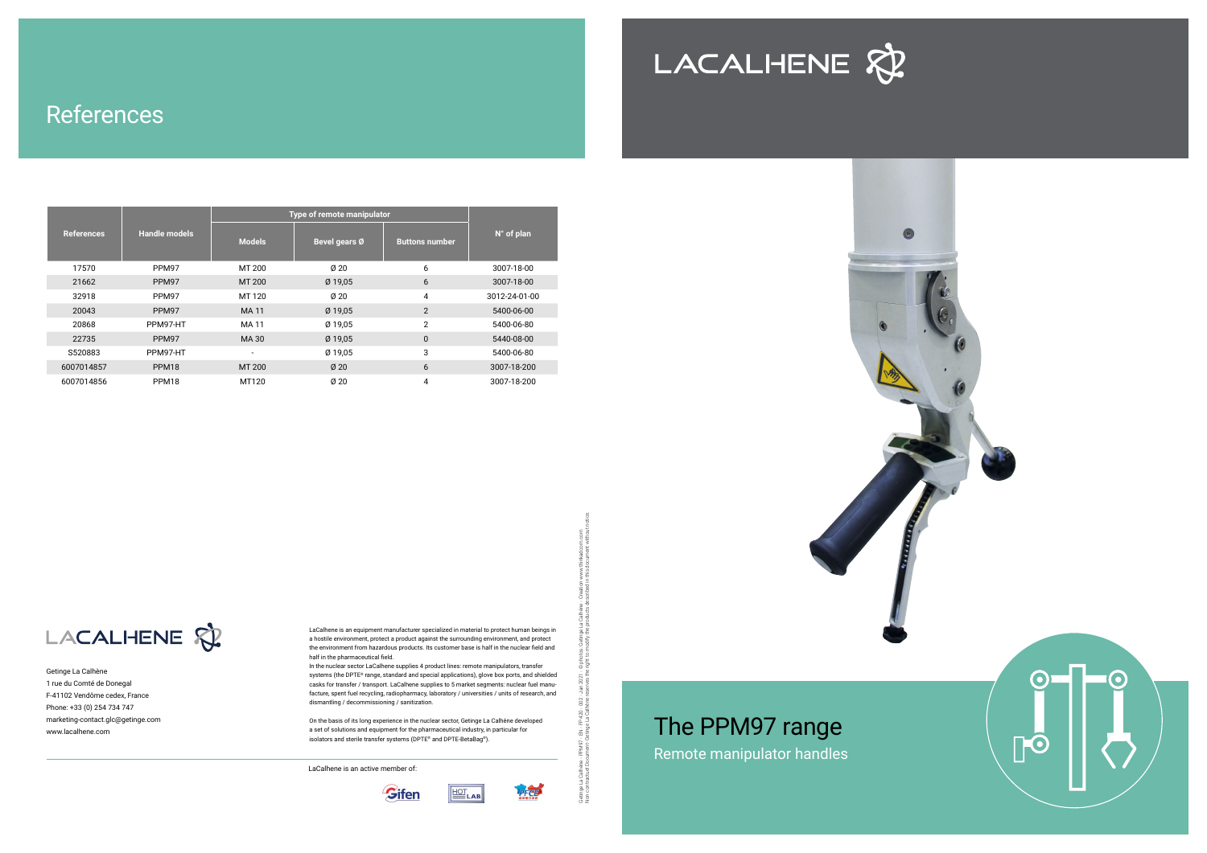# References

| References | Handle models | Type of remote manipulator | | | N° of plan |
|---|---|---|---|---|---|
| | | Models | Bevel gears Ø | Buttons number | |
| 17570 | PPM97 | MT 200 | Ø 20 | 6 | 3007-18-00 |
| 21662 | PPM97 | MT 200 | Ø 19,05 | 6 | 3007-18-00 |
| 32918 | PPM97 | MT 120 | Ø 20 | 4 | 3012-24-01-00 |
| 20043 | PPM97 | MA 11 | Ø 19,05 | 2 | 5400-06-00 |
| 20868 | PPM97-HT | MA 11 | Ø 19,05 | 2 | 5400-06-80 |
| 22735 | PPM97 | MA 30 | Ø 19,05 | 0 | 5440-08-00 |
| S520883 | PPM97-HT | - | Ø 19,05 | 3 | 5400-06-80 |
| 6007014857 | PPM18 | MT 200 | Ø 20 | 6 | 3007-18-200 |
| 6007014856 | PPM18 | MT120 | Ø 20 | 4 | 3007-18-200 |

LACALHENE

Getinge La Calhène
1 rue du Comté de Donegal
F-41102 Vendôme cedex, France
Phone: +33 (0) 254 734 747
marketing-contact.glc@getinge.com
www.lacalhene.com

LaCalhene is an equipment manufacturer specialized in material to protect human beings in a hostile environment, protect a product against the surrounding environment, and protect the environment from hazardous products. Its customer base is half in the nuclear field and half in the pharmaceutical field.

In the nuclear sector LaCalhene supplies 4 product lines: remote manipulators, transfer systems (the DPTE® range, standard and special applications), glove box ports, and shielded casks for transfer / transport. LaCalhene supplies to 5 market segments: nuclear fuel manufacture, spent fuel recycling, radiopharmacy, laboratory / universities / units of research, and dismantling / decommissioning / sanitization.

On the basis of its long experience in the nuclear sector, Getinge La Calhène developed a set of solutions and equipment for the pharmaceutical industry, in particular for isolators and sterile transfer systems (DPTE® and DPTE-BetaBag®).

LaCalhene is an active member of:

Getinge La Calhène - PPM97 - EN - FP-420 - 002 - Jan 2021 - © photos: Getinge La Calhène - Creation www.thinkatcom.com
Non contractual Document- Getinge La Calhène reserves the right to modify the products described in this document without notice.

LACALHENE

# The PPM97 range

## Remote manipulator handles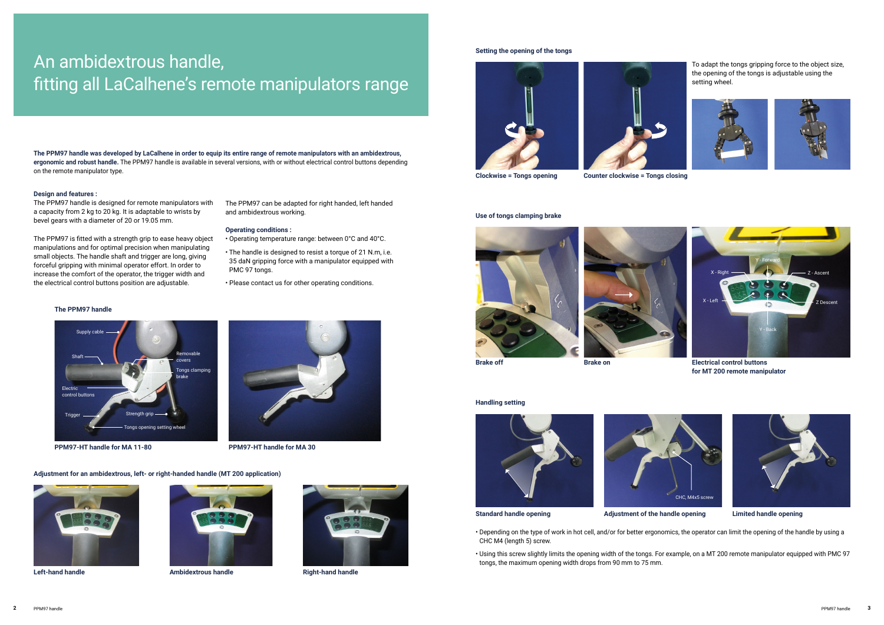# An ambidextrous handle, fitting all LaCalhene's remote manipulators range

**The PPM97 handle was developed by LaCalhene in order to equip its entire range of remote manipulators with an ambidextrous, ergonomic and robust handle.** The PPM97 handle is available in several versions, with or without electrical control buttons depending on the remote manipulator type.

**Design and features :**

The PPM97 handle is designed for remote manipulators with a capacity from 2 kg to 20 kg. It is adaptable to wrists by bevel gears with a diameter of 20 or 19.05 mm.

The PPM97 is fitted with a strength grip to ease heavy object manipulations and for optimal precision when manipulating small objects. The handle shaft and trigger are long, giving forceful gripping with minimal operator effort. In order to increase the comfort of the operator, the trigger width and the electrical control buttons position are adjustable.

The PPM97 can be adapted for right handed, left handed and ambidextrous working.

**Operating conditions :**

- Operating temperature range: between 0°C and 40°C.
- The handle is designed to resist a torque of 21 N.m, i.e. 35 daN gripping force with a manipulator equipped with PMC 97 tongs.
- Please contact us for other operating conditions.

**The PPM97 handle**

Supply cable
Shaft
Removable covers
Tongs clamping brake
Electric control buttons
Trigger
Strength grip
Tongs opening setting wheel

**PPM97-HT handle for MA 11-80**

**PPM97-HT handle for MA 30**

**Adjustment for an ambidextrous, left- or right-handed handle (MT 200 application)**

**Left-hand handle**

**Ambidextrous handle**

**Right-hand handle**

**Setting the opening of the tongs**

To adapt the tongs gripping force to the object size, the opening of the tongs is adjustable using the setting wheel.

**Clockwise = Tongs opening**

**Counter clockwise = Tongs closing**

**Use of tongs clamping brake**

**Brake off**

**Brake on**

Y - Forward
X - Right
Z - Ascent
X - Left
Z Descent
Y - Back

**Electrical control buttons for MT 200 remote manipulator**

**Handling setting**

CHC, M4x5 screw

**Standard handle opening**

**Adjustment of the handle opening**

**Limited handle opening**

- Depending on the type of work in hot cell, and/or for better ergonomics, the operator can limit the opening of the handle by using a CHC M4 (length 5) screw.
- Using this screw slightly limits the opening width of the tongs. For example, on a MT 200 remote manipulator equipped with PMC 97 tongs, the maximum opening width drops from 90 mm to 75 mm.